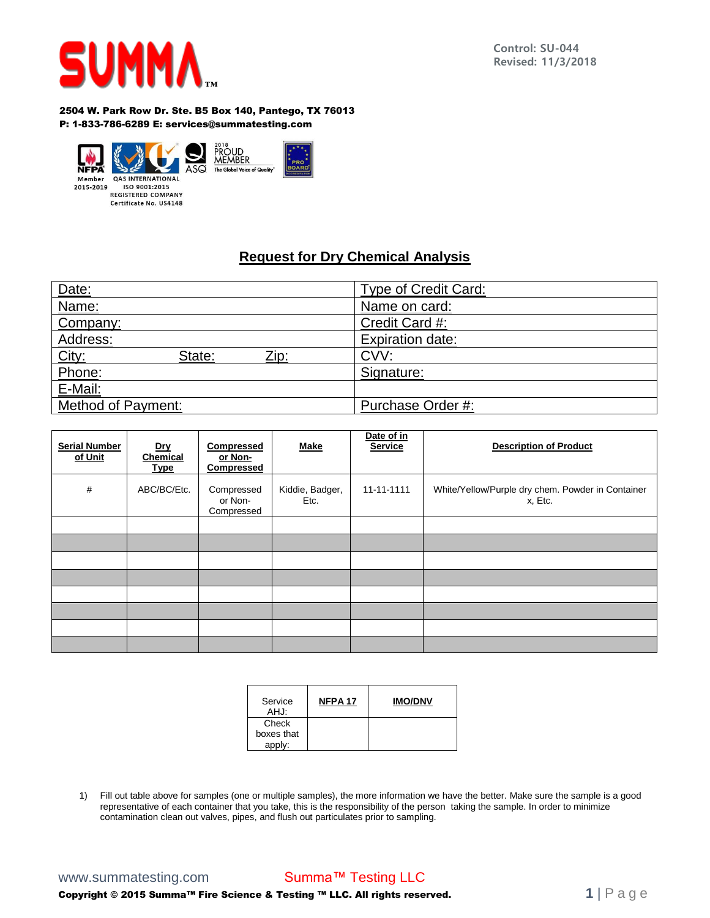SUMMA™

Control: SU-044
Revised: 11/3/2018

**2504 W. Park Row Dr. Ste. B5 Box 140, Pantego, TX 76013**
**P: 1-833-786-6289 E: services@summatesting.com**

NFPA Member 2015-2019 | QAS INTERNATIONAL ISO 9001:2015 REGISTERED COMPANY Certificate No. US4148 | ASQ 2018 PROUD MEMBER The Global Voice of Quality | PRO BOARD

## Request for Dry Chemical Analysis

| Date: | Type of Credit Card: |
|---|---|
| Name: | Name on card: |
| Company: | Credit Card #: |
| Address: | Expiration date: |
| City: State: Zip: | CVV: |
| Phone: | Signature: |
| E-Mail: | |
| Method of Payment: | Purchase Order #: |

| Serial Number of Unit | Dry Chemical Type | Compressed or Non-Compressed | Make | Date of in Service | Description of Product |
|---|---|---|---|---|---|
| # | ABC/BC/Etc. | Compressed or Non-Compressed | Kiddie, Badger, Etc. | 11-11-1111 | White/Yellow/Purple dry chem. Powder in Container x, Etc. |
| | | | | | |
| | | | | | |
| | | | | | |
| | | | | | |
| | | | | | |
| | | | | | |
| | | | | | |
| | | | | | |

| Service AHJ: | NFPA 17 | IMO/DNV |
|---|---|---|
| Check boxes that apply: | | |

1) Fill out table above for samples (one or multiple samples), the more information we have the better. Make sure the sample is a good representative of each container that you take, this is the responsibility of the person taking the sample. In order to minimize contamination clean out valves, pipes, and flush out particulates prior to sampling.

www.summatesting.com Summa™ Testing LLC

**Copyright © 2015 Summa™ Fire Science & Testing ™ LLC. All rights reserved.**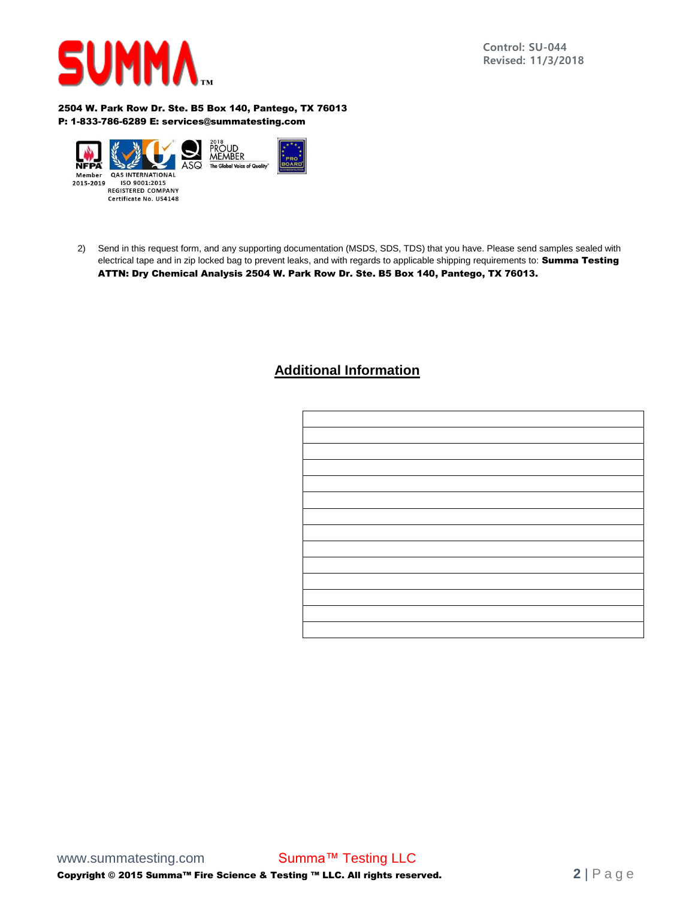2504 W. Park Row Dr. Ste. B5 Box 140, Pantego, TX 76013
P: 1-833-786-6289 E: services@summatesting.com

NFPA Member 2015-2019 | QAS INTERNATIONAL ISO 9001:2015 REGISTERED COMPANY Certificate No. US4148 | ASQ 2018 PROUD MEMBER The Global Voice of Quality

2) Send in this request form, and any supporting documentation (MSDS, SDS, TDS) that you have. Please send samples sealed with electrical tape and in zip locked bag to prevent leaks, and with regards to applicable shipping requirements to: **Summa Testing ATTN: Dry Chemical Analysis 2504 W. Park Row Dr. Ste. B5 Box 140, Pantego, TX 76013.**

## Additional Information

| |
|---|
| |
| |
| |
| |
| |
| |
| |
| |
| |
| |
| |
| |
| |

www.summatesting.com  Summa™ Testing LLC

**Copyright © 2015 Summa™ Fire Science & Testing ™ LLC. All rights reserved.**